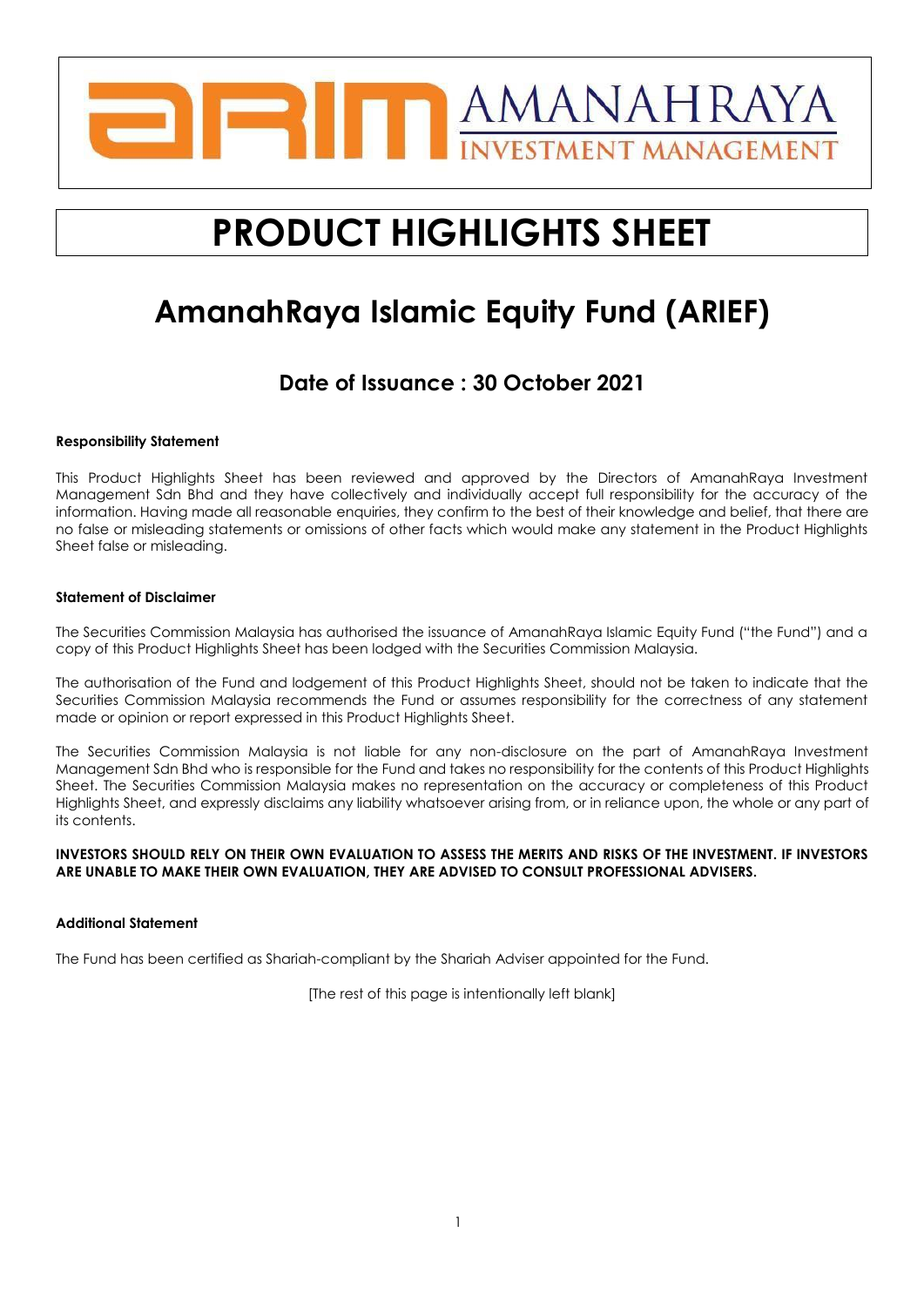AMANAHRAYA INVESTMENT MANAGEMENT

# PRODUCT HIGHLIGHTS SHEET

# AmanahRaya Islamic Equity Fund (ARIEF)

## Date of Issuance : 30 October 2021

**Responsibility Statement**

This Product Highlights Sheet has been reviewed and approved by the Directors of AmanahRaya Investment Management Sdn Bhd and they have collectively and individually accept full responsibility for the accuracy of the information. Having made all reasonable enquiries, they confirm to the best of their knowledge and belief, that there are no false or misleading statements or omissions of other facts which would make any statement in the Product Highlights Sheet false or misleading.

**Statement of Disclaimer**

The Securities Commission Malaysia has authorised the issuance of AmanahRaya Islamic Equity Fund ("the Fund") and a copy of this Product Highlights Sheet has been lodged with the Securities Commission Malaysia.

The authorisation of the Fund and lodgement of this Product Highlights Sheet, should not be taken to indicate that the Securities Commission Malaysia recommends the Fund or assumes responsibility for the correctness of any statement made or opinion or report expressed in this Product Highlights Sheet.

The Securities Commission Malaysia is not liable for any non-disclosure on the part of AmanahRaya Investment Management Sdn Bhd who is responsible for the Fund and takes no responsibility for the contents of this Product Highlights Sheet. The Securities Commission Malaysia makes no representation on the accuracy or completeness of this Product Highlights Sheet, and expressly disclaims any liability whatsoever arising from, or in reliance upon, the whole or any part of its contents.

**INVESTORS SHOULD RELY ON THEIR OWN EVALUATION TO ASSESS THE MERITS AND RISKS OF THE INVESTMENT. IF INVESTORS ARE UNABLE TO MAKE THEIR OWN EVALUATION, THEY ARE ADVISED TO CONSULT PROFESSIONAL ADVISERS.**

**Additional Statement**

The Fund has been certified as Shariah-compliant by the Shariah Adviser appointed for the Fund.

[The rest of this page is intentionally left blank]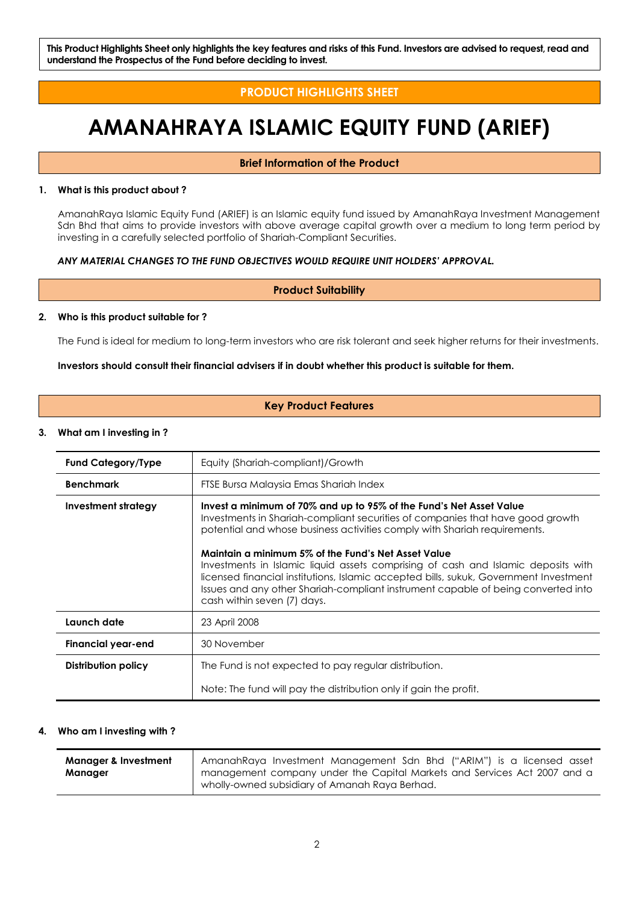**This Product Highlights Sheet only highlights the key features and risks of this Fund. Investors are advised to request, read and understand the Prospectus of the Fund before deciding to invest.**

**PRODUCT HIGHLIGHTS SHEET**

# AMANAHRAYA ISLAMIC EQUITY FUND (ARIEF)

## Brief Information of the Product

### 1. What is this product about ?

AmanahRaya Islamic Equity Fund (ARIEF) is an Islamic equity fund issued by AmanahRaya Investment Management Sdn Bhd that aims to provide investors with above average capital growth over a medium to long term period by investing in a carefully selected portfolio of Shariah-Compliant Securities.

***ANY MATERIAL CHANGES TO THE FUND OBJECTIVES WOULD REQUIRE UNIT HOLDERS' APPROVAL.***

## Product Suitability

### 2. Who is this product suitable for ?

The Fund is ideal for medium to long-term investors who are risk tolerant and seek higher returns for their investments.

**Investors should consult their financial advisers if in doubt whether this product is suitable for them.**

## Key Product Features

### 3. What am I investing in ?

| | |
|---|---|
| **Fund Category/Type** | Equity (Shariah-compliant)/Growth |
| **Benchmark** | FTSE Bursa Malaysia Emas Shariah Index |
| **Investment strategy** | **Invest a minimum of 70% and up to 95% of the Fund's Net Asset Value**<br>Investments in Shariah-compliant securities of companies that have good growth potential and whose business activities comply with Shariah requirements.<br><br>**Maintain a minimum 5% of the Fund's Net Asset Value**<br>Investments in Islamic liquid assets comprising of cash and Islamic deposits with licensed financial institutions, Islamic accepted bills, sukuk, Government Investment Issues and any other Shariah-compliant instrument capable of being converted into cash within seven (7) days. |
| **Launch date** | 23 April 2008 |
| **Financial year-end** | 30 November |
| **Distribution policy** | The Fund is not expected to pay regular distribution.<br><br>Note: The fund will pay the distribution only if gain the profit. |

### 4. Who am I investing with ?

| | |
|---|---|
| **Manager & Investment Manager** | AmanahRaya Investment Management Sdn Bhd ("ARIM") is a licensed asset management company under the Capital Markets and Services Act 2007 and a wholly-owned subsidiary of Amanah Raya Berhad. |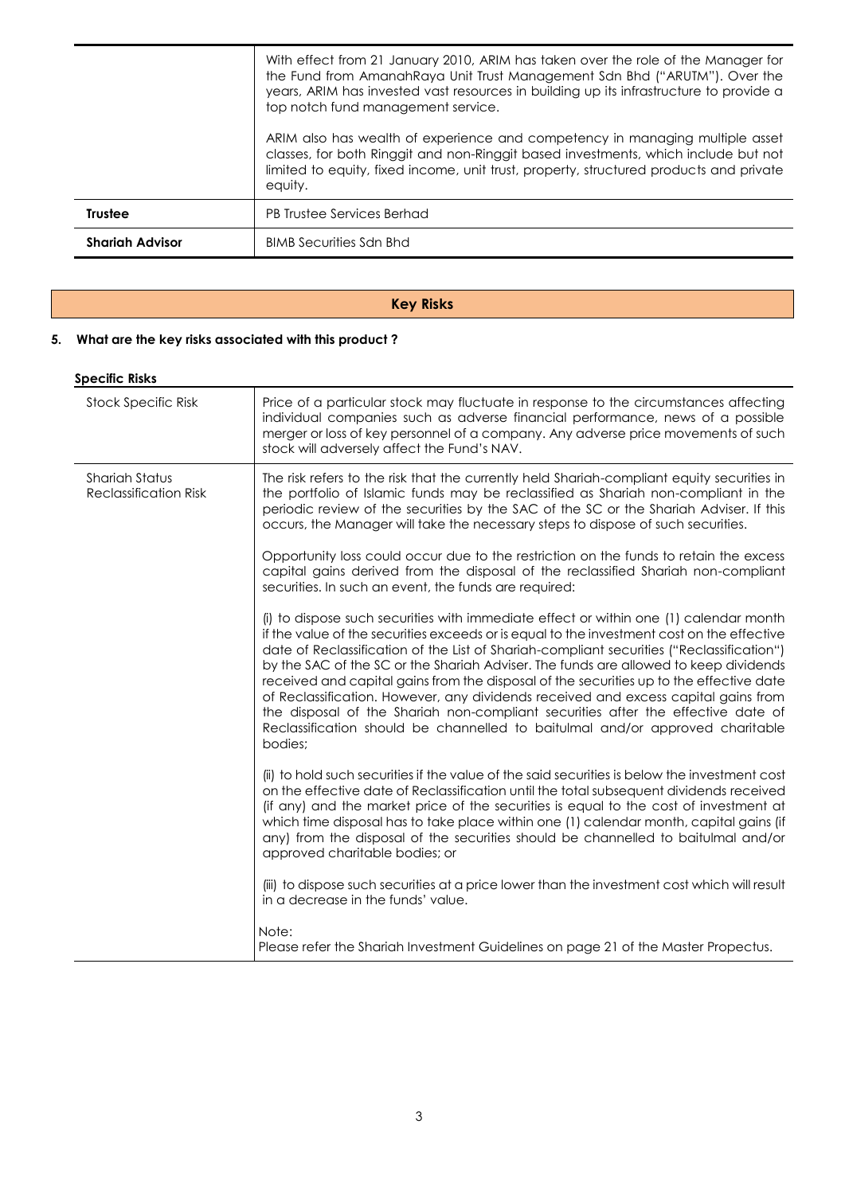| | |
|---|---|
| | With effect from 21 January 2010, ARIM has taken over the role of the Manager for the Fund from AmanahRaya Unit Trust Management Sdn Bhd ("ARUTM"). Over the years, ARIM has invested vast resources in building up its infrastructure to provide a top notch fund management service.<br><br>ARIM also has wealth of experience and competency in managing multiple asset classes, for both Ringgit and non-Ringgit based investments, which include but not limited to equity, fixed income, unit trust, property, structured products and private equity. |
| **Trustee** | PB Trustee Services Berhad |
| **Shariah Advisor** | BIMB Securities Sdn Bhd |

## Key Risks

**5. What are the key risks associated with this product ?**

**Specific Risks**

| | |
|---|---|
| Stock Specific Risk | Price of a particular stock may fluctuate in response to the circumstances affecting individual companies such as adverse financial performance, news of a possible merger or loss of key personnel of a company. Any adverse price movements of such stock will adversely affect the Fund's NAV. |
| Shariah Status Reclassification Risk | The risk refers to the risk that the currently held Shariah-compliant equity securities in the portfolio of Islamic funds may be reclassified as Shariah non-compliant in the periodic review of the securities by the SAC of the SC or the Shariah Adviser. If this occurs, the Manager will take the necessary steps to dispose of such securities.<br><br>Opportunity loss could occur due to the restriction on the funds to retain the excess capital gains derived from the disposal of the reclassified Shariah non-compliant securities. In such an event, the funds are required:<br><br>(i) to dispose such securities with immediate effect or within one (1) calendar month if the value of the securities exceeds or is equal to the investment cost on the effective date of Reclassification of the List of Shariah-compliant securities ("Reclassification") by the SAC of the SC or the Shariah Adviser. The funds are allowed to keep dividends received and capital gains from the disposal of the securities up to the effective date of Reclassification. However, any dividends received and excess capital gains from the disposal of the Shariah non-compliant securities after the effective date of Reclassification should be channelled to baitulmal and/or approved charitable bodies;<br><br>(ii) to hold such securities if the value of the said securities is below the investment cost on the effective date of Reclassification until the total subsequent dividends received (if any) and the market price of the securities is equal to the cost of investment at which time disposal has to take place within one (1) calendar month, capital gains (if any) from the disposal of the securities should be channelled to baitulmal and/or approved charitable bodies; or<br><br>(iii) to dispose such securities at a price lower than the investment cost which will result in a decrease in the funds' value.<br><br>Note:<br>Please refer the Shariah Investment Guidelines on page 21 of the Master Propectus. |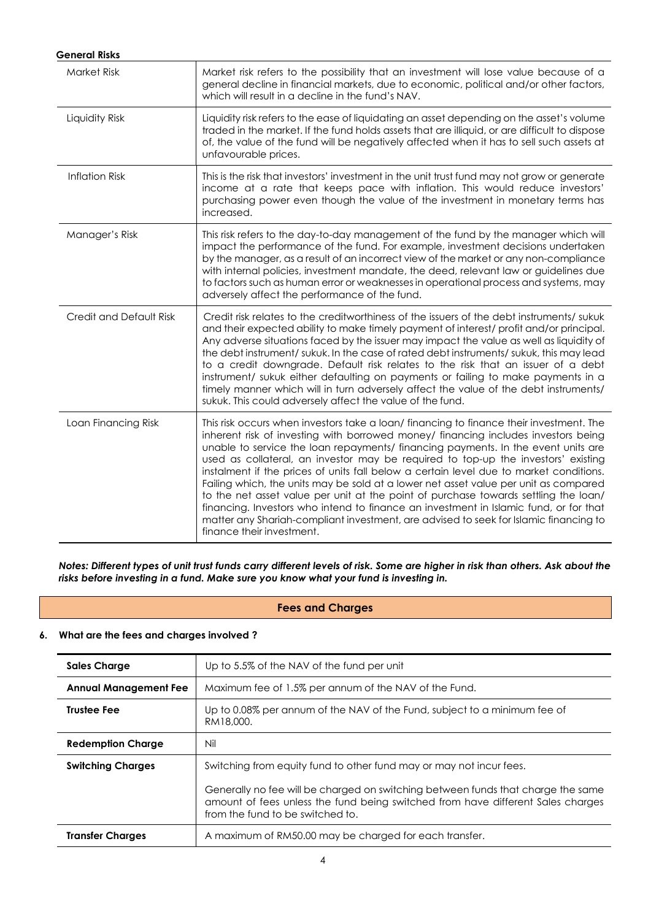**General Risks**

| | |
|---|---|
| Market Risk | Market risk refers to the possibility that an investment will lose value because of a general decline in financial markets, due to economic, political and/or other factors, which will result in a decline in the fund's NAV. |
| Liquidity Risk | Liquidity risk refers to the ease of liquidating an asset depending on the asset's volume traded in the market. If the fund holds assets that are illiquid, or are difficult to dispose of, the value of the fund will be negatively affected when it has to sell such assets at unfavourable prices. |
| Inflation Risk | This is the risk that investors' investment in the unit trust fund may not grow or generate income at a rate that keeps pace with inflation. This would reduce investors' purchasing power even though the value of the investment in monetary terms has increased. |
| Manager's Risk | This risk refers to the day-to-day management of the fund by the manager which will impact the performance of the fund. For example, investment decisions undertaken by the manager, as a result of an incorrect view of the market or any non-compliance with internal policies, investment mandate, the deed, relevant law or guidelines due to factors such as human error or weaknesses in operational process and systems, may adversely affect the performance of the fund. |
| Credit and Default Risk | Credit risk relates to the creditworthiness of the issuers of the debt instruments/ sukuk and their expected ability to make timely payment of interest/ profit and/or principal. Any adverse situations faced by the issuer may impact the value as well as liquidity of the debt instrument/ sukuk. In the case of rated debt instruments/ sukuk, this may lead to a credit downgrade. Default risk relates to the risk that an issuer of a debt instrument/ sukuk either defaulting on payments or failing to make payments in a timely manner which will in turn adversely affect the value of the debt instruments/ sukuk. This could adversely affect the value of the fund. |
| Loan Financing Risk | This risk occurs when investors take a loan/ financing to finance their investment. The inherent risk of investing with borrowed money/ financing includes investors being unable to service the loan repayments/ financing payments. In the event units are used as collateral, an investor may be required to top-up the investors' existing instalment if the prices of units fall below a certain level due to market conditions. Failing which, the units may be sold at a lower net asset value per unit as compared to the net asset value per unit at the point of purchase towards settling the loan/ financing. Investors who intend to finance an investment in Islamic fund, or for that matter any Shariah-compliant investment, are advised to seek for Islamic financing to finance their investment. |

***Notes: Different types of unit trust funds carry different levels of risk. Some are higher in risk than others. Ask about the risks before investing in a fund. Make sure you know what your fund is investing in.***

## Fees and Charges

**6. What are the fees and charges involved ?**

| | |
|---|---|
| **Sales Charge** | Up to 5.5% of the NAV of the fund per unit |
| **Annual Management Fee** | Maximum fee of 1.5% per annum of the NAV of the Fund. |
| **Trustee Fee** | Up to 0.08% per annum of the NAV of the Fund, subject to a minimum fee of RM18,000. |
| **Redemption Charge** | Nil |
| **Switching Charges** | Switching from equity fund to other fund may or may not incur fees.<br><br>Generally no fee will be charged on switching between funds that charge the same amount of fees unless the fund being switched from have different Sales charges from the fund to be switched to. |
| **Transfer Charges** | A maximum of RM50.00 may be charged for each transfer. |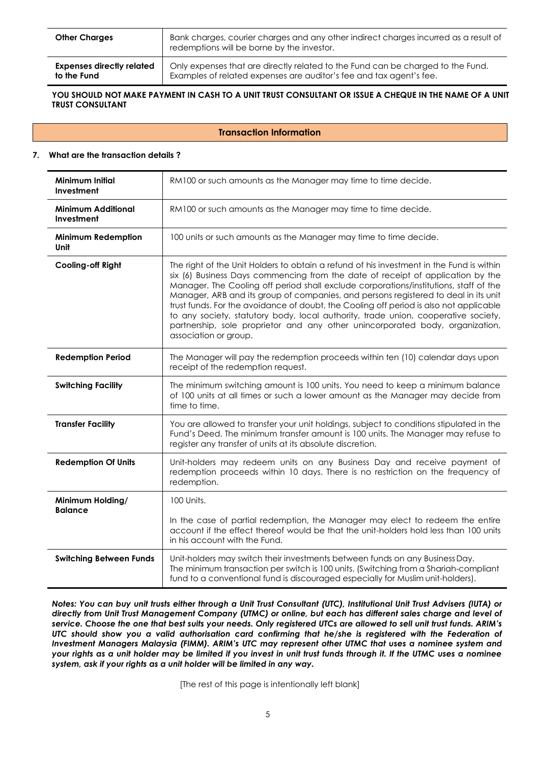| **Other Charges** | Bank charges, courier charges and any other indirect charges incurred as a result of redemptions will be borne by the investor. |
|---|---|
| **Expenses directly related to the Fund** | Only expenses that are directly related to the Fund can be charged to the Fund. Examples of related expenses are auditor's fee and tax agent's fee. |

**YOU SHOULD NOT MAKE PAYMENT IN CASH TO A UNIT TRUST CONSULTANT OR ISSUE A CHEQUE IN THE NAME OF A UNIT TRUST CONSULTANT**

## Transaction Information

**7. What are the transaction details ?**

| **Minimum Initial Investment** | RM100 or such amounts as the Manager may time to time decide. |
|---|---|
| **Minimum Additional Investment** | RM100 or such amounts as the Manager may time to time decide. |
| **Minimum Redemption Unit** | 100 units or such amounts as the Manager may time to time decide. |
| **Cooling-off Right** | The right of the Unit Holders to obtain a refund of his investment in the Fund is within six (6) Business Days commencing from the date of receipt of application by the Manager. The Cooling off period shall exclude corporations/institutions, staff of the Manager, ARB and its group of companies, and persons registered to deal in its unit trust funds. For the avoidance of doubt, the Cooling off period is also not applicable to any society, statutory body, local authority, trade union, cooperative society, partnership, sole proprietor and any other unincorporated body, organization, association or group. |
| **Redemption Period** | The Manager will pay the redemption proceeds within ten (10) calendar days upon receipt of the redemption request. |
| **Switching Facility** | The minimum switching amount is 100 units. You need to keep a minimum balance of 100 units at all times or such a lower amount as the Manager may decide from time to time. |
| **Transfer Facility** | You are allowed to transfer your unit holdings, subject to conditions stipulated in the Fund's Deed. The minimum transfer amount is 100 units. The Manager may refuse to register any transfer of units at its absolute discretion. |
| **Redemption Of Units** | Unit-holders may redeem units on any Business Day and receive payment of redemption proceeds within 10 days. There is no restriction on the frequency of redemption. |
| **Minimum Holding/ Balance** | 100 Units.<br><br>In the case of partial redemption, the Manager may elect to redeem the entire account if the effect thereof would be that the unit-holders hold less than 100 units in his account with the Fund. |
| **Switching Between Funds** | Unit-holders may switch their investments between funds on any Business Day. The minimum transaction per switch is 100 units. (Switching from a Shariah-compliant fund to a conventional fund is discouraged especially for Muslim unit-holders). |

***Notes: You can buy unit trusts either through a Unit Trust Consultant (UTC), Institutional Unit Trust Advisers (IUTA) or directly from Unit Trust Management Company (UTMC) or online, but each has different sales charge and level of service. Choose the one that best suits your needs. Only registered UTCs are allowed to sell unit trust funds. ARIM's UTC should show you a valid authorisation card confirming that he/she is registered with the Federation of Investment Managers Malaysia (FIMM). ARIM's UTC may represent other UTMC that uses a nominee system and your rights as a unit holder may be limited if you invest in unit trust funds through it. If the UTMC uses a nominee system, ask if your rights as a unit holder will be limited in any way.***

[The rest of this page is intentionally left blank]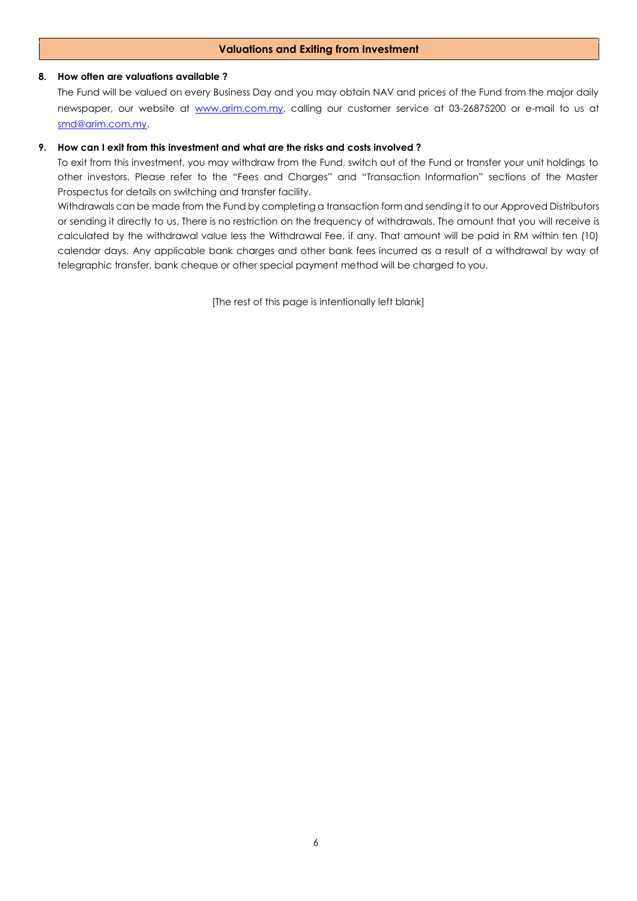## Valuations and Exiting from Investment

**8. How often are valuations available ?**

The Fund will be valued on every Business Day and you may obtain NAV and prices of the Fund from the major daily newspaper, our website at [www.arim.com.my](www.arim.com.my), calling our customer service at 03-26875200 or e-mail to us at [smd@arim.com.my](mailto:smd@arim.com.my).

**9. How can I exit from this investment and what are the risks and costs involved ?**

To exit from this investment, you may withdraw from the Fund, switch out of the Fund or transfer your unit holdings to other investors. Please refer to the "Fees and Charges" and "Transaction Information" sections of the Master Prospectus for details on switching and transfer facility.

Withdrawals can be made from the Fund by completing a transaction form and sending it to our Approved Distributors or sending it directly to us. There is no restriction on the frequency of withdrawals. The amount that you will receive is calculated by the withdrawal value less the Withdrawal Fee, if any. That amount will be paid in RM within ten (10) calendar days. Any applicable bank charges and other bank fees incurred as a result of a withdrawal by way of telegraphic transfer, bank cheque or other special payment method will be charged to you.

[The rest of this page is intentionally left blank]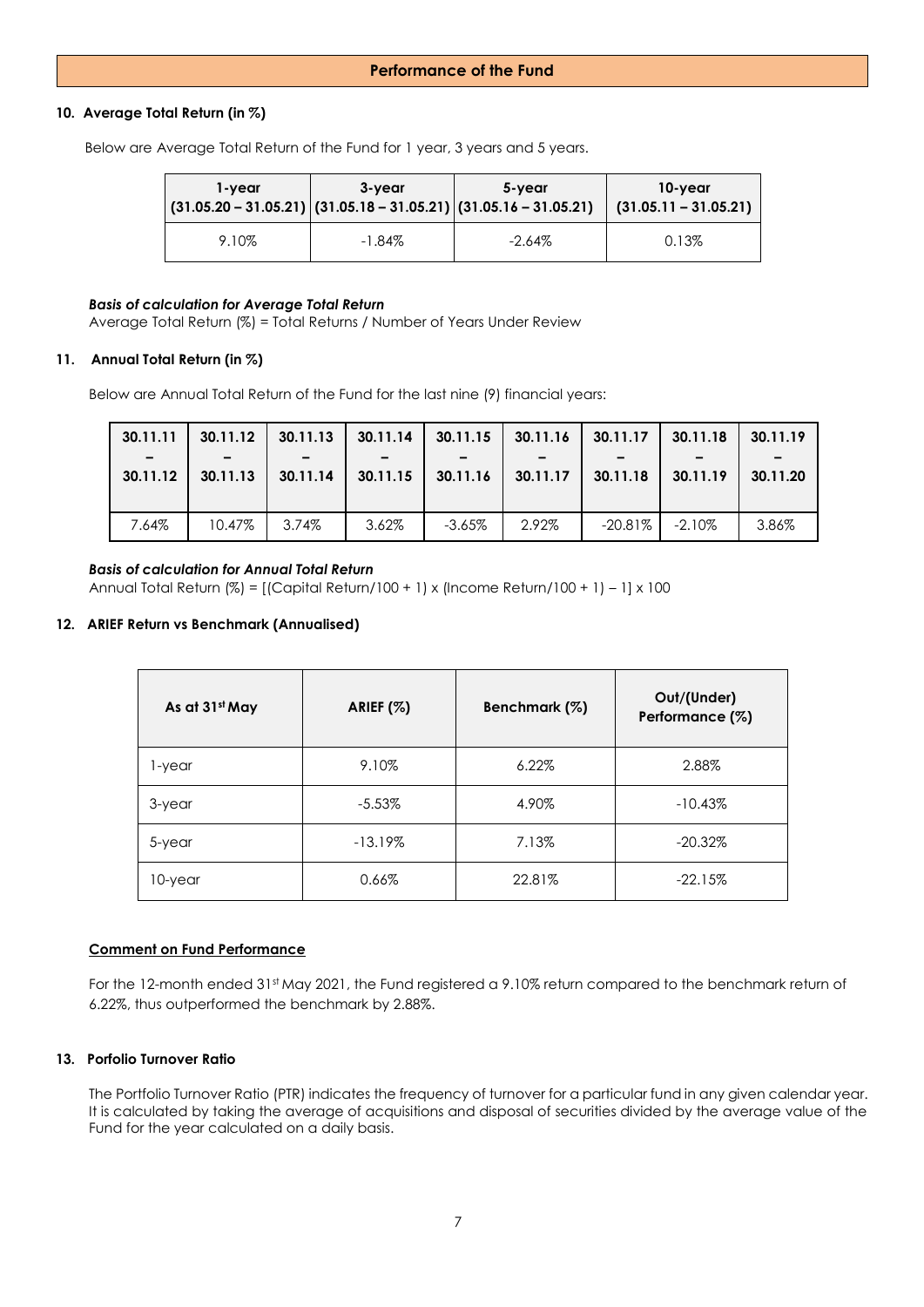## Performance of the Fund

### 10. Average Total Return (in %)

Below are Average Total Return of the Fund for 1 year, 3 years and 5 years.

| 1-year (31.05.20 – 31.05.21) | 3-year (31.05.18 – 31.05.21) | 5-year (31.05.16 – 31.05.21) | 10-year (31.05.11 – 31.05.21) |
|---|---|---|---|
| 9.10% | -1.84% | -2.64% | 0.13% |

***Basis of calculation for Average Total Return***

Average Total Return (%) = Total Returns / Number of Years Under Review

### 11. Annual Total Return (in %)

Below are Annual Total Return of the Fund for the last nine (9) financial years:

| 30.11.11 – 30.11.12 | 30.11.12 – 30.11.13 | 30.11.13 – 30.11.14 | 30.11.14 – 30.11.15 | 30.11.15 – 30.11.16 | 30.11.16 – 30.11.17 | 30.11.17 – 30.11.18 | 30.11.18 – 30.11.19 | 30.11.19 – 30.11.20 |
|---|---|---|---|---|---|---|---|---|
| 7.64% | 10.47% | 3.74% | 3.62% | -3.65% | 2.92% | -20.81% | -2.10% | 3.86% |

***Basis of calculation for Annual Total Return***

Annual Total Return (%) = [(Capital Return/100 + 1) x (Income Return/100 + 1) – 1] x 100

### 12. ARIEF Return vs Benchmark (Annualised)

| As at 31st May | ARIEF (%) | Benchmark (%) | Out/(Under) Performance (%) |
|---|---|---|---|
| 1-year | 9.10% | 6.22% | 2.88% |
| 3-year | -5.53% | 4.90% | -10.43% |
| 5-year | -13.19% | 7.13% | -20.32% |
| 10-year | 0.66% | 22.81% | -22.15% |

**Comment on Fund Performance**

For the 12-month ended 31st May 2021, the Fund registered a 9.10% return compared to the benchmark return of 6.22%, thus outperformed the benchmark by 2.88%.

### 13. Porfolio Turnover Ratio

The Portfolio Turnover Ratio (PTR) indicates the frequency of turnover for a particular fund in any given calendar year. It is calculated by taking the average of acquisitions and disposal of securities divided by the average value of the Fund for the year calculated on a daily basis.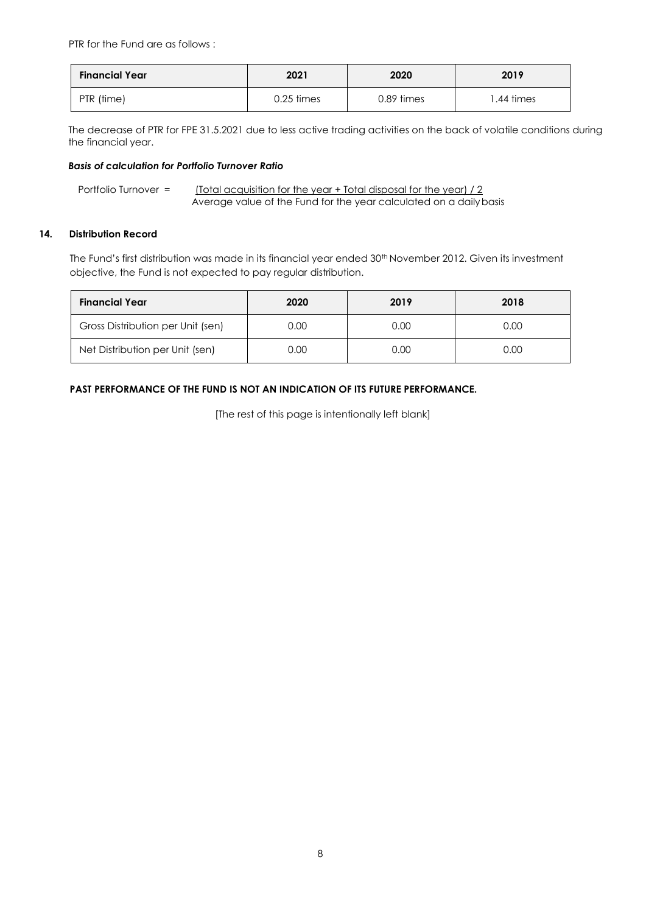PTR for the Fund are as follows :

| Financial Year | 2021 | 2020 | 2019 |
|---|---|---|---|
| PTR (time) | 0.25 times | 0.89 times | 1.44 times |

The decrease of PTR for FPE 31.5.2021 due to less active trading activities on the back of volatile conditions during the financial year.

***Basis of calculation for Portfolio Turnover Ratio***

$$\text{Portfolio Turnover} = \frac{(\text{Total acquisition for the year} + \text{Total disposal for the year}) / 2}{\text{Average value of the Fund for the year calculated on a daily basis}}$$

## 14. Distribution Record

The Fund's first distribution was made in its financial year ended 30th November 2012. Given its investment objective, the Fund is not expected to pay regular distribution.

| Financial Year | 2020 | 2019 | 2018 |
|---|---|---|---|
| Gross Distribution per Unit (sen) | 0.00 | 0.00 | 0.00 |
| Net Distribution per Unit (sen) | 0.00 | 0.00 | 0.00 |

**PAST PERFORMANCE OF THE FUND IS NOT AN INDICATION OF ITS FUTURE PERFORMANCE.**

[The rest of this page is intentionally left blank]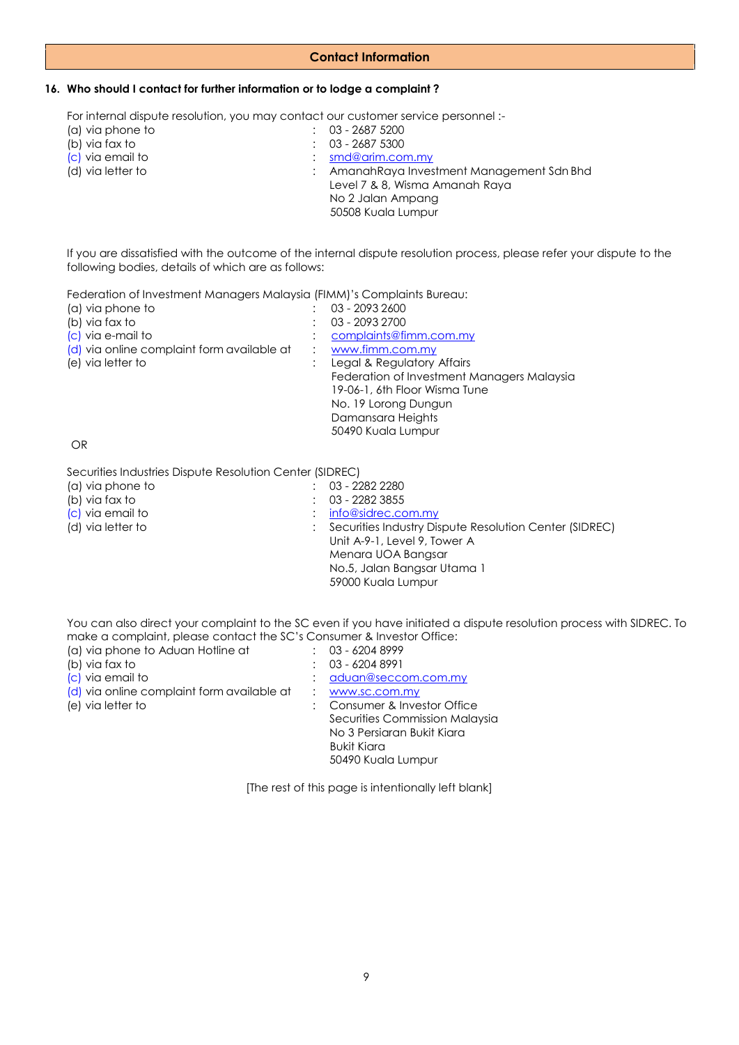## Contact Information

### 16. Who should I contact for further information or to lodge a complaint ?

For internal dispute resolution, you may contact our customer service personnel :-

(a) via phone to : 03 - 2687 5200
(b) via fax to : 03 - 2687 5300
(c) via email to : smd@arim.com.my
(d) via letter to : AmanahRaya Investment Management Sdn Bhd
Level 7 & 8, Wisma Amanah Raya
No 2 Jalan Ampang
50508 Kuala Lumpur

If you are dissatisfied with the outcome of the internal dispute resolution process, please refer your dispute to the following bodies, details of which are as follows:

Federation of Investment Managers Malaysia (FIMM)'s Complaints Bureau:

(a) via phone to : 03 - 2093 2600
(b) via fax to : 03 - 2093 2700
(c) via e-mail to : complaints@fimm.com.my
(d) via online complaint form available at : www.fimm.com.my
(e) via letter to : Legal & Regulatory Affairs
Federation of Investment Managers Malaysia
19-06-1, 6th Floor Wisma Tune
No. 19 Lorong Dungun
Damansara Heights
50490 Kuala Lumpur

OR

Securities Industries Dispute Resolution Center (SIDREC)

(a) via phone to : 03 - 2282 2280
(b) via fax to : 03 - 2282 3855
(c) via email to : info@sidrec.com.my
(d) via letter to : Securities Industry Dispute Resolution Center (SIDREC)
Unit A-9-1, Level 9, Tower A
Menara UOA Bangsar
No.5, Jalan Bangsar Utama 1
59000 Kuala Lumpur

You can also direct your complaint to the SC even if you have initiated a dispute resolution process with SIDREC. To make a complaint, please contact the SC's Consumer & Investor Office:

(a) via phone to Aduan Hotline at : 03 - 6204 8999
(b) via fax to : 03 - 6204 8991
(c) via email to : aduan@seccom.com.my
(d) via online complaint form available at : www.sc.com.my
(e) via letter to : Consumer & Investor Office
Securities Commission Malaysia
No 3 Persiaran Bukit Kiara
Bukit Kiara
50490 Kuala Lumpur

[The rest of this page is intentionally left blank]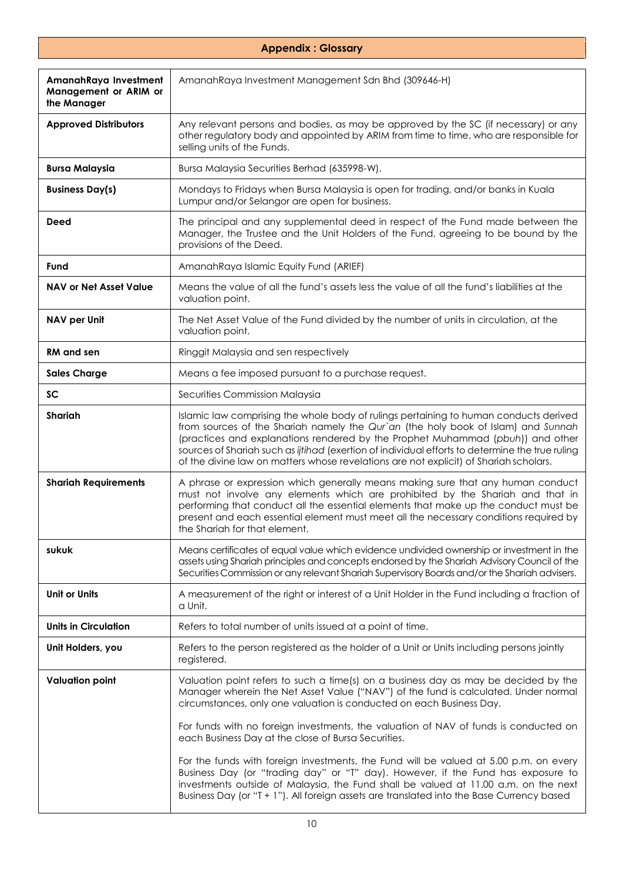## Appendix : Glossary

| | |
|---|---|
| **AmanahRaya Investment Management or ARIM or the Manager** | AmanahRaya Investment Management Sdn Bhd (309646-H) |
| **Approved Distributors** | Any relevant persons and bodies, as may be approved by the SC (if necessary) or any other regulatory body and appointed by ARIM from time to time, who are responsible for selling units of the Funds. |
| **Bursa Malaysia** | Bursa Malaysia Securities Berhad (635998-W). |
| **Business Day(s)** | Mondays to Fridays when Bursa Malaysia is open for trading, and/or banks in Kuala Lumpur and/or Selangor are open for business. |
| **Deed** | The principal and any supplemental deed in respect of the Fund made between the Manager, the Trustee and the Unit Holders of the Fund, agreeing to be bound by the provisions of the Deed. |
| **Fund** | AmanahRaya Islamic Equity Fund (ARIEF) |
| **NAV or Net Asset Value** | Means the value of all the fund's assets less the value of all the fund's liabilities at the valuation point. |
| **NAV per Unit** | The Net Asset Value of the Fund divided by the number of units in circulation, at the valuation point. |
| **RM and sen** | Ringgit Malaysia and sen respectively |
| **Sales Charge** | Means a fee imposed pursuant to a purchase request. |
| **SC** | Securities Commission Malaysia |
| **Shariah** | Islamic law comprising the whole body of rulings pertaining to human conducts derived from sources of the Shariah namely the *Qur`an* (the holy book of Islam) and *Sunnah* (practices and explanations rendered by the Prophet Muhammad (*pbuh*)) and other sources of Shariah such as *ijtihad* (exertion of individual efforts to determine the true ruling of the divine law on matters whose revelations are not explicit) of Shariah scholars. |
| **Shariah Requirements** | A phrase or expression which generally means making sure that any human conduct must not involve any elements which are prohibited by the Shariah and that in performing that conduct all the essential elements that make up the conduct must be present and each essential element must meet all the necessary conditions required by the Shariah for that element. |
| **sukuk** | Means certificates of equal value which evidence undivided ownership or investment in the assets using Shariah principles and concepts endorsed by the Shariah Advisory Council of the Securities Commission or any relevant Shariah Supervisory Boards and/or the Shariah advisers. |
| **Unit or Units** | A measurement of the right or interest of a Unit Holder in the Fund including a fraction of a Unit. |
| **Units in Circulation** | Refers to total number of units issued at a point of time. |
| **Unit Holders, you** | Refers to the person registered as the holder of a Unit or Units including persons jointly registered. |
| **Valuation point** | Valuation point refers to such a time(s) on a business day as may be decided by the Manager wherein the Net Asset Value ("NAV") of the fund is calculated. Under normal circumstances, only one valuation is conducted on each Business Day.<br><br>For funds with no foreign investments, the valuation of NAV of funds is conducted on each Business Day at the close of Bursa Securities.<br><br>For the funds with foreign investments, the Fund will be valued at 5.00 p.m. on every Business Day (or "trading day" or "T" day). However, if the Fund has exposure to investments outside of Malaysia, the Fund shall be valued at 11.00 a.m. on the next Business Day (or "T + 1"). All foreign assets are translated into the Base Currency based |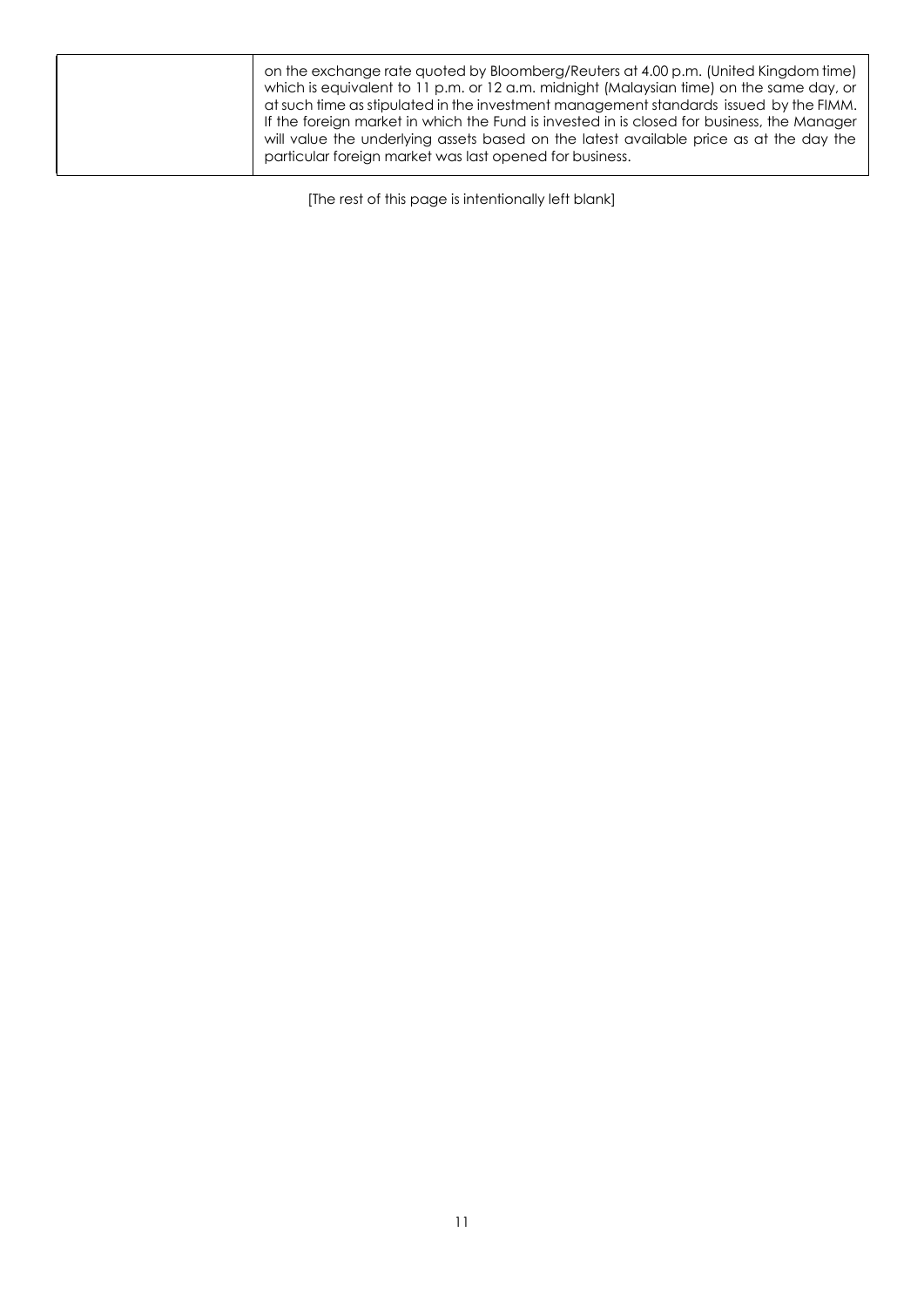| | |
|---|---|
| | on the exchange rate quoted by Bloomberg/Reuters at 4.00 p.m. (United Kingdom time) which is equivalent to 11 p.m. or 12 a.m. midnight (Malaysian time) on the same day, or at such time as stipulated in the investment management standards issued by the FIMM. If the foreign market in which the Fund is invested in is closed for business, the Manager will value the underlying assets based on the latest available price as at the day the particular foreign market was last opened for business. |

[The rest of this page is intentionally left blank]